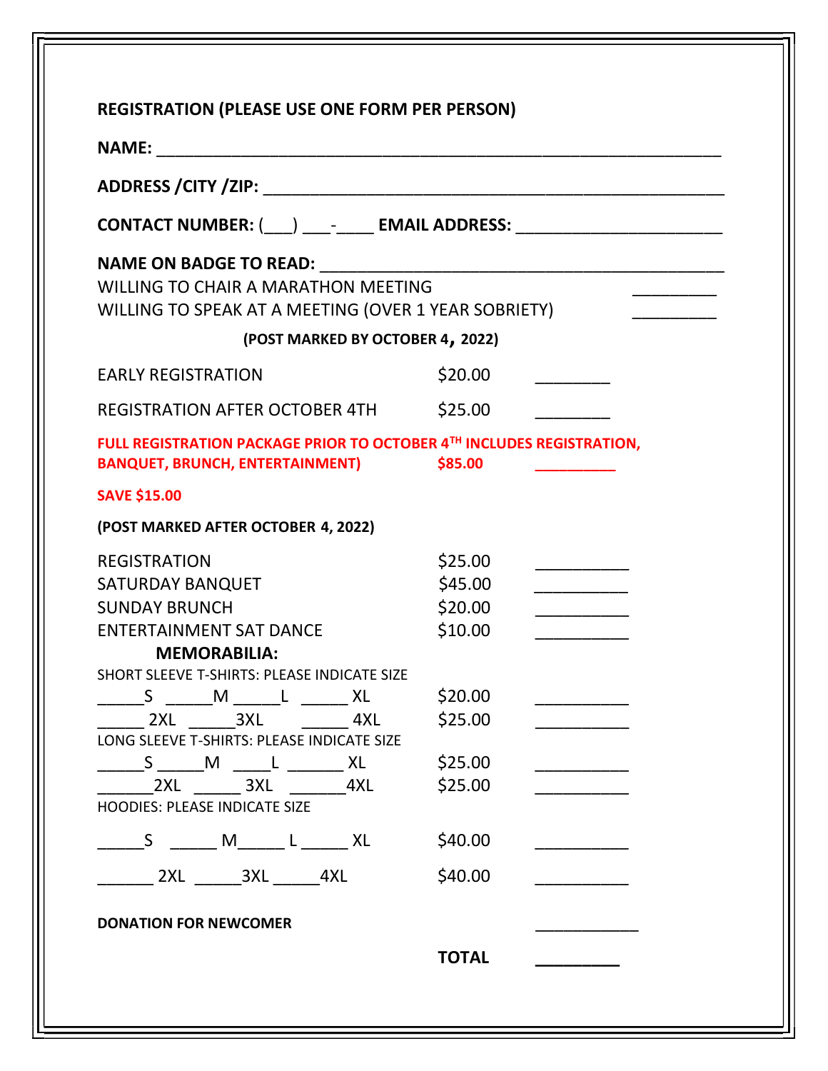**REGISTRATION (PLEASE USE ONE FORM PER PERSON)**

**NAME:** ____________________________________________________________

**ADDRESS /CITY /ZIP:** ______________________________________________

**CONTACT NUMBER:** (___) ___-____ **EMAIL ADDRESS:** ____________________

**NAME ON BADGE TO READ:** ___________________________________________

WILLING TO CHAIR A MARATHON MEETING _________

WILLING TO SPEAK AT A MEETING (OVER 1 YEAR SOBRIETY) _________

**(POST MARKED BY OCTOBER 4, 2022)**

| | | |
|---|---|---|
| EARLY REGISTRATION | $20.00 | ________ |
| REGISTRATION AFTER OCTOBER 4TH | $25.00 | ________ |
| **FULL REGISTRATION PACKAGE PRIOR TO OCTOBER 4TH INCLUDES REGISTRATION, BANQUET, BRUNCH, ENTERTAINMENT)** | **$85.00** | ________ |

**SAVE $15.00**

**(POST MARKED AFTER OCTOBER 4, 2022)**

| | | |
|---|---|---|
| REGISTRATION | $25.00 | __________ |
| SATURDAY BANQUET | $45.00 | __________ |
| SUNDAY BRUNCH | $20.00 | __________ |
| ENTERTAINMENT SAT DANCE | $10.00 | __________ |

**MEMORABILIA:**

| | | |
|---|---|---|
| SHORT SLEEVE T-SHIRTS: PLEASE INDICATE SIZE | | |
| _____S _____M _____L _____ XL | $20.00 | __________ |
| _____ 2XL _____3XL _____ 4XL | $25.00 | __________ |
| LONG SLEEVE T-SHIRTS: PLEASE INDICATE SIZE | | |
| _____S _____M ____L ______ XL | $25.00 | __________ |
| ______2XL ______ 3XL ______4XL | $25.00 | __________ |
| HOODIES: PLEASE INDICATE SIZE | | |
| _____S _____ M_____ L _____ XL | $40.00 | __________ |
| ______ 2XL _____3XL _____4XL | $40.00 | __________ |

**DONATION FOR NEWCOMER** ___________

**TOTAL** _________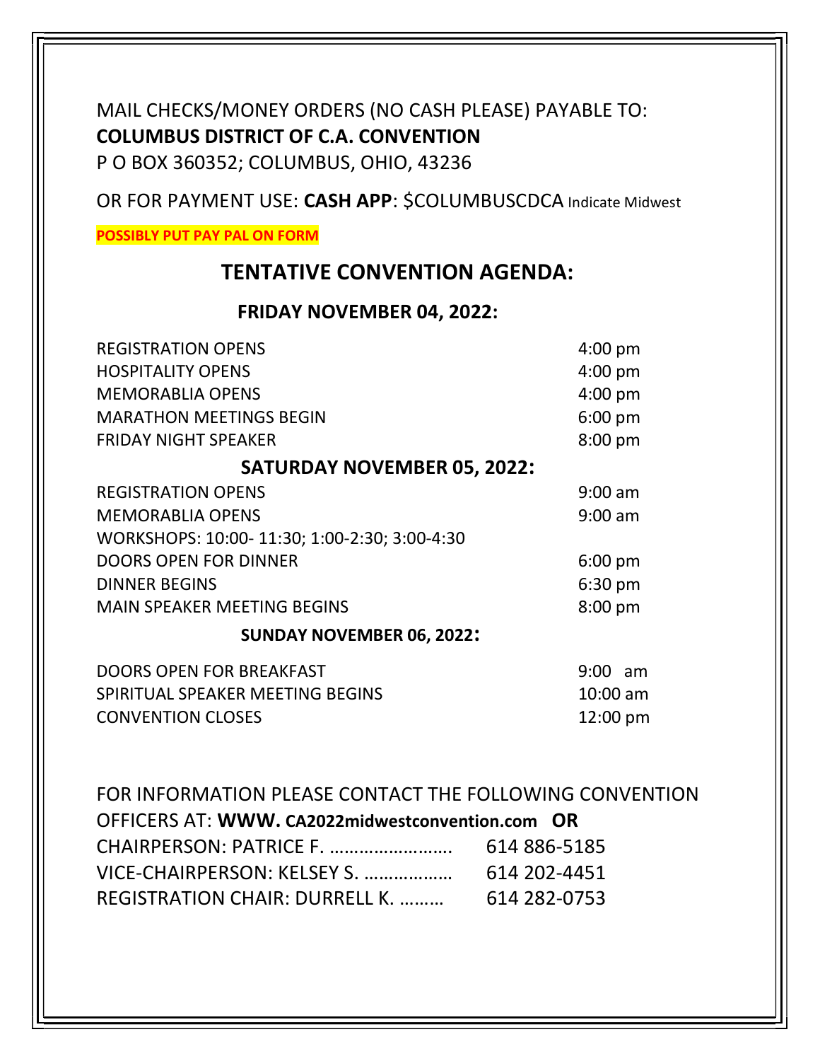MAIL CHECKS/MONEY ORDERS (NO CASH PLEASE) PAYABLE TO:
**COLUMBUS DISTRICT OF C.A. CONVENTION**
P O BOX 360352; COLUMBUS, OHIO, 43236

OR FOR PAYMENT USE: **CASH APP**: $COLUMBUSCDCA Indicate Midwest

**POSSIBLY PUT PAY PAL ON FORM**

## TENTATIVE CONVENTION AGENDA:

### FRIDAY NOVEMBER 04, 2022:

| | |
|---|---|
| REGISTRATION OPENS | 4:00 pm |
| HOSPITALITY OPENS | 4:00 pm |
| MEMORABLIA OPENS | 4:00 pm |
| MARATHON MEETINGS BEGIN | 6:00 pm |
| FRIDAY NIGHT SPEAKER | 8:00 pm |

### SATURDAY NOVEMBER 05, 2022:

| | |
|---|---|
| REGISTRATION OPENS | 9:00 am |
| MEMORABLIA OPENS | 9:00 am |
| WORKSHOPS: 10:00- 11:30; 1:00-2:30; 3:00-4:30 | |
| DOORS OPEN FOR DINNER | 6:00 pm |
| DINNER BEGINS | 6:30 pm |
| MAIN SPEAKER MEETING BEGINS | 8:00 pm |

### SUNDAY NOVEMBER 06, 2022:

| | |
|---|---|
| DOORS OPEN FOR BREAKFAST | 9:00 am |
| SPIRITUAL SPEAKER MEETING BEGINS | 10:00 am |
| CONVENTION CLOSES | 12:00 pm |

FOR INFORMATION PLEASE CONTACT THE FOLLOWING CONVENTION OFFICERS AT: **WWW. CA2022midwestconvention.com OR**

CHAIRPERSON: PATRICE F. ……………………. 614 886-5185
VICE-CHAIRPERSON: KELSEY S. ……………… 614 202-4451
REGISTRATION CHAIR: DURRELL K. ……… 614 282-0753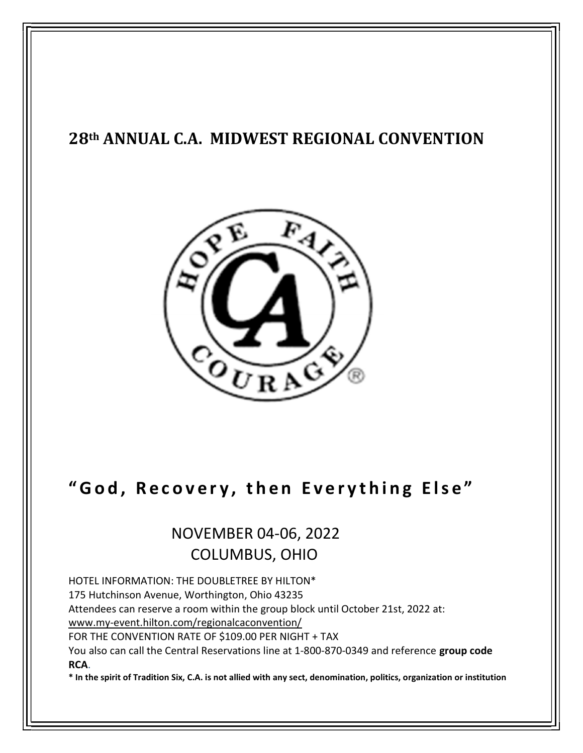# 28th ANNUAL C.A. MIDWEST REGIONAL CONVENTION

## "God, Recovery, then Everything Else"

NOVEMBER 04-06, 2022
COLUMBUS, OHIO

HOTEL INFORMATION: THE DOUBLETREE BY HILTON*
175 Hutchinson Avenue, Worthington, Ohio 43235
Attendees can reserve a room within the group block until October 21st, 2022 at:
www.my-event.hilton.com/regionalcaconvention/
FOR THE CONVENTION RATE OF $109.00 PER NIGHT + TAX
You also can call the Central Reservations line at 1-800-870-0349 and reference **group code RCA**.

*** In the spirit of Tradition Six, C.A. is not allied with any sect, denomination, politics, organization or institution**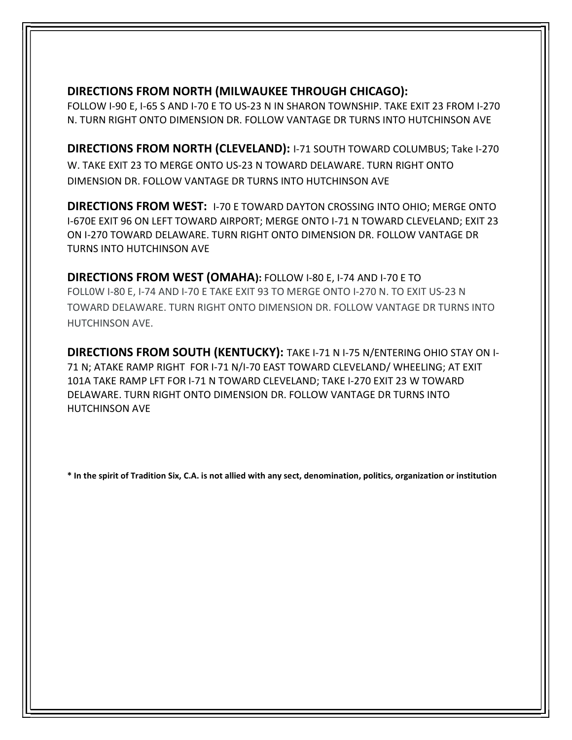**DIRECTIONS FROM NORTH (MILWAUKEE THROUGH CHICAGO):**
FOLLOW I-90 E, I-65 S AND I-70 E TO US-23 N IN SHARON TOWNSHIP. TAKE EXIT 23 FROM I-270 N. TURN RIGHT ONTO DIMENSION DR. FOLLOW VANTAGE DR TURNS INTO HUTCHINSON AVE

**DIRECTIONS FROM NORTH (CLEVELAND):** I-71 SOUTH TOWARD COLUMBUS; Take I-270 W. TAKE EXIT 23 TO MERGE ONTO US-23 N TOWARD DELAWARE. TURN RIGHT ONTO DIMENSION DR. FOLLOW VANTAGE DR TURNS INTO HUTCHINSON AVE

**DIRECTIONS FROM WEST:** I-70 E TOWARD DAYTON CROSSING INTO OHIO; MERGE ONTO I-670E EXIT 96 ON LEFT TOWARD AIRPORT; MERGE ONTO I-71 N TOWARD CLEVELAND; EXIT 23 ON I-270 TOWARD DELAWARE. TURN RIGHT ONTO DIMENSION DR. FOLLOW VANTAGE DR TURNS INTO HUTCHINSON AVE

**DIRECTIONS FROM WEST (OMAHA):** FOLLOW I-80 E, I-74 AND I-70 E TO FOLL0W I-80 E, I-74 AND I-70 E TAKE EXIT 93 TO MERGE ONTO I-270 N. TO EXIT US-23 N TOWARD DELAWARE. TURN RIGHT ONTO DIMENSION DR. FOLLOW VANTAGE DR TURNS INTO HUTCHINSON AVE.

**DIRECTIONS FROM SOUTH (KENTUCKY):** TAKE I-71 N I-75 N/ENTERING OHIO STAY ON I-71 N; ATAKE RAMP RIGHT FOR I-71 N/I-70 EAST TOWARD CLEVELAND/ WHEELING; AT EXIT 101A TAKE RAMP LFT FOR I-71 N TOWARD CLEVELAND; TAKE I-270 EXIT 23 W TOWARD DELAWARE. TURN RIGHT ONTO DIMENSION DR. FOLLOW VANTAGE DR TURNS INTO HUTCHINSON AVE

**\* In the spirit of Tradition Six, C.A. is not allied with any sect, denomination, politics, organization or institution**